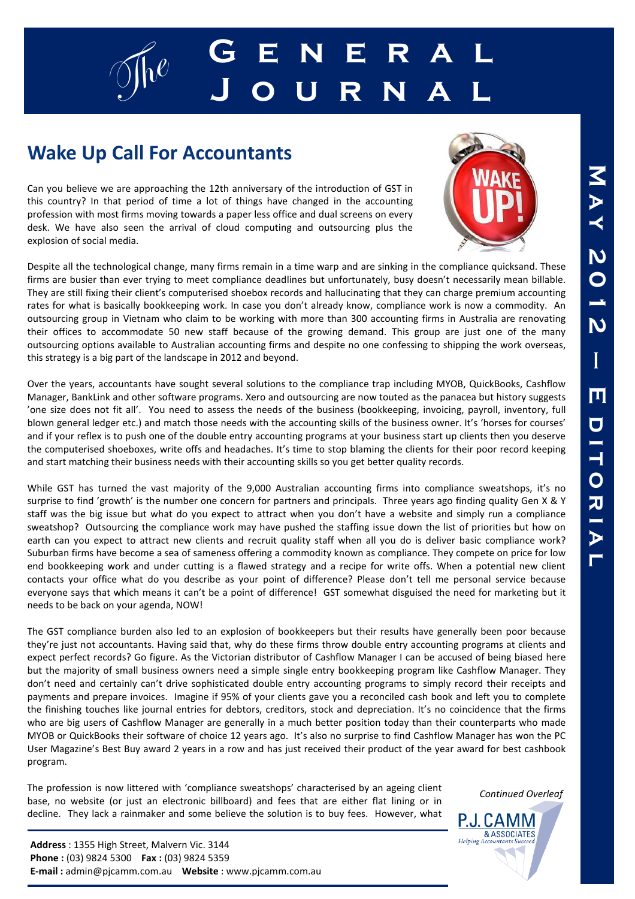# The General Journal

## May 2012 – Editorial

## Wake Up Call For Accountants

Can you believe we are approaching the 12th anniversary of the introduction of GST in this country? In that period of time a lot of things have changed in the accounting profession with most firms moving towards a paper less office and dual screens on every desk. We have also seen the arrival of cloud computing and outsourcing plus the explosion of social media.

Despite all the technological change, many firms remain in a time warp and are sinking in the compliance quicksand. These firms are busier than ever trying to meet compliance deadlines but unfortunately, busy doesn't necessarily mean billable. They are still fixing their client's computerised shoebox records and hallucinating that they can charge premium accounting rates for what is basically bookkeeping work. In case you don't already know, compliance work is now a commodity. An outsourcing group in Vietnam who claim to be working with more than 300 accounting firms in Australia are renovating their offices to accommodate 50 new staff because of the growing demand. This group are just one of the many outsourcing options available to Australian accounting firms and despite no one confessing to shipping the work overseas, this strategy is a big part of the landscape in 2012 and beyond.

Over the years, accountants have sought several solutions to the compliance trap including MYOB, QuickBooks, Cashflow Manager, BankLink and other software programs. Xero and outsourcing are now touted as the panacea but history suggests 'one size does not fit all'. You need to assess the needs of the business (bookkeeping, invoicing, payroll, inventory, full blown general ledger etc.) and match those needs with the accounting skills of the business owner. It's 'horses for courses' and if your reflex is to push one of the double entry accounting programs at your business start up clients then you deserve the computerised shoeboxes, write offs and headaches. It's time to stop blaming the clients for their poor record keeping and start matching their business needs with their accounting skills so you get better quality records.

While GST has turned the vast majority of the 9,000 Australian accounting firms into compliance sweatshops, it's no surprise to find 'growth' is the number one concern for partners and principals. Three years ago finding quality Gen X & Y staff was the big issue but what do you expect to attract when you don't have a website and simply run a compliance sweatshop? Outsourcing the compliance work may have pushed the staffing issue down the list of priorities but how on earth can you expect to attract new clients and recruit quality staff when all you do is deliver basic compliance work? Suburban firms have become a sea of sameness offering a commodity known as compliance. They compete on price for low end bookkeeping work and under cutting is a flawed strategy and a recipe for write offs. When a potential new client contacts your office what do you describe as your point of difference? Please don't tell me personal service because everyone says that which means it can't be a point of difference! GST somewhat disguised the need for marketing but it needs to be back on your agenda, NOW!

The GST compliance burden also led to an explosion of bookkeepers but their results have generally been poor because they're just not accountants. Having said that, why do these firms throw double entry accounting programs at clients and expect perfect records? Go figure. As the Victorian distributor of Cashflow Manager I can be accused of being biased here but the majority of small business owners need a simple single entry bookkeeping program like Cashflow Manager. They don't need and certainly can't drive sophisticated double entry accounting programs to simply record their receipts and payments and prepare invoices. Imagine if 95% of your clients gave you a reconciled cash book and left you to complete the finishing touches like journal entries for debtors, creditors, stock and depreciation. It's no coincidence that the firms who are big users of Cashflow Manager are generally in a much better position today than their counterparts who made MYOB or QuickBooks their software of choice 12 years ago. It's also no surprise to find Cashflow Manager has won the PC User Magazine's Best Buy award 2 years in a row and has just received their product of the year award for best cashbook program.

The profession is now littered with 'compliance sweatshops' characterised by an ageing client base, no website (or just an electronic billboard) and fees that are either flat lining or in decline. They lack a rainmaker and some believe the solution is to buy fees. However, what

*Continued Overleaf*

P.J. CAMM & ASSOCIATES
*Helping Accountants Succeed*

**Address** : 1355 High Street, Malvern Vic. 3144
**Phone :** (03) 9824 5300 **Fax :** (03) 9824 5359
**E-mail :** admin@pjcamm.com.au **Website** : www.pjcamm.com.au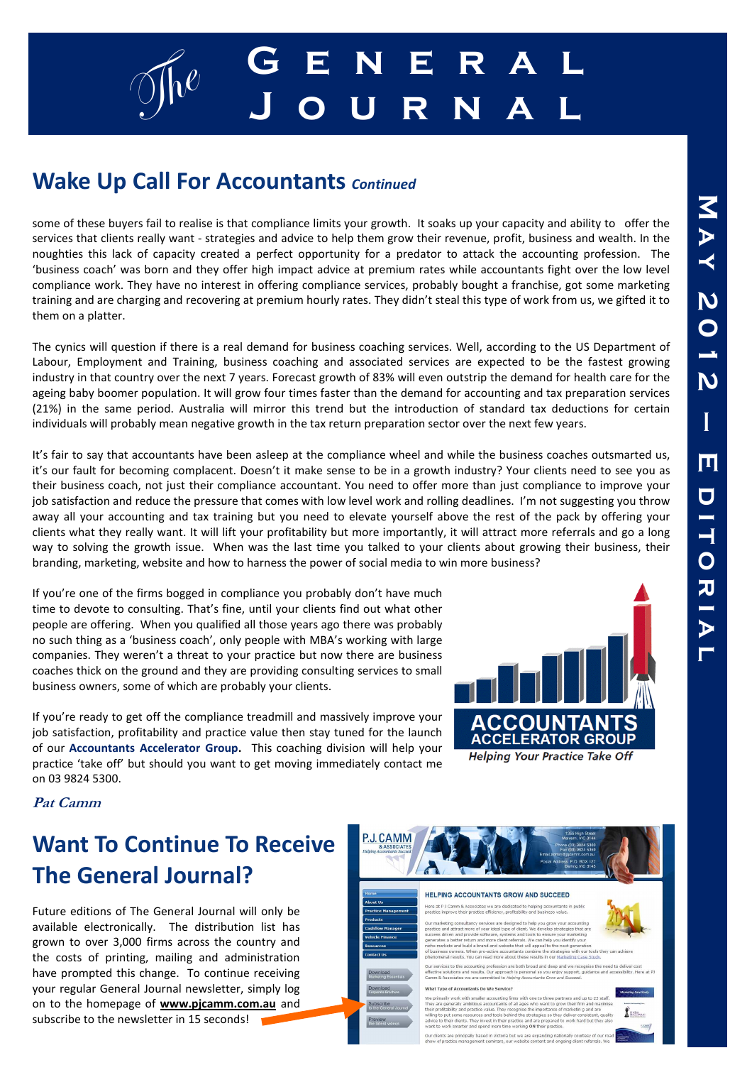# Wake Up Call For Accountants *Continued*

some of these buyers fail to realise is that compliance limits your growth. It soaks up your capacity and ability to offer the services that clients really want - strategies and advice to help them grow their revenue, profit, business and wealth. In the noughties this lack of capacity created a perfect opportunity for a predator to attack the accounting profession. The 'business coach' was born and they offer high impact advice at premium rates while accountants fight over the low level compliance work. They have no interest in offering compliance services, probably bought a franchise, got some marketing training and are charging and recovering at premium hourly rates. They didn't steal this type of work from us, we gifted it to them on a platter.

The cynics will question if there is a real demand for business coaching services. Well, according to the US Department of Labour, Employment and Training, business coaching and associated services are expected to be the fastest growing industry in that country over the next 7 years. Forecast growth of 83% will even outstrip the demand for health care for the ageing baby boomer population. It will grow four times faster than the demand for accounting and tax preparation services (21%) in the same period. Australia will mirror this trend but the introduction of standard tax deductions for certain individuals will probably mean negative growth in the tax return preparation sector over the next few years.

It's fair to say that accountants have been asleep at the compliance wheel and while the business coaches outsmarted us, it's our fault for becoming complacent. Doesn't it make sense to be in a growth industry? Your clients need to see you as their business coach, not just their compliance accountant. You need to offer more than just compliance to improve your job satisfaction and reduce the pressure that comes with low level work and rolling deadlines. I'm not suggesting you throw away all your accounting and tax training but you need to elevate yourself above the rest of the pack by offering your clients what they really want. It will lift your profitability but more importantly, it will attract more referrals and go a long way to solving the growth issue. When was the last time you talked to your clients about growing their business, their branding, marketing, website and how to harness the power of social media to win more business?

If you're one of the firms bogged in compliance you probably don't have much time to devote to consulting. That's fine, until your clients find out what other people are offering. When you qualified all those years ago there was probably no such thing as a 'business coach', only people with MBA's working with large companies. They weren't a threat to your practice but now there are business coaches thick on the ground and they are providing consulting services to small business owners, some of which are probably your clients.

If you're ready to get off the compliance treadmill and massively improve your job satisfaction, profitability and practice value then stay tuned for the launch of our **Accountants Accelerator Group.** This coaching division will help your practice 'take off' but should you want to get moving immediately contact me on 03 9824 5300.

**ACCOUNTANTS ACCELERATOR GROUP**
*Helping Your Practice Take Off*

***Pat Camm***

# Want To Continue To Receive The General Journal?

Future editions of The General Journal will only be available electronically. The distribution list has grown to over 3,000 firms across the country and the costs of printing, mailing and administration have prompted this change. To continue receiving your regular General Journal newsletter, simply log on to the homepage of **www.pjcamm.com.au** and subscribe to the newsletter in 15 seconds!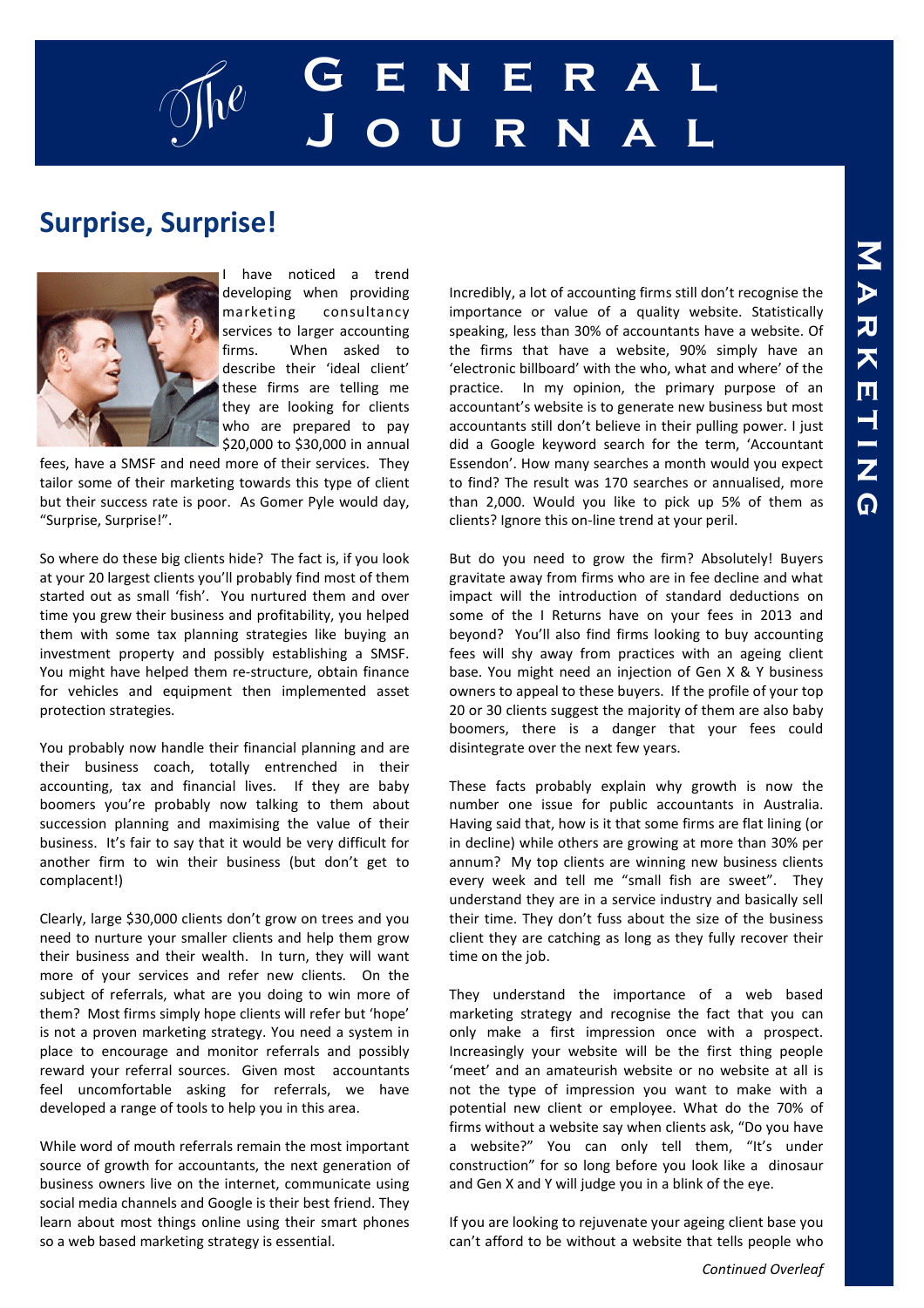# The General Journal

## Surprise, Surprise!

I have noticed a trend developing when providing marketing consultancy services to larger accounting firms. When asked to describe their 'ideal client' these firms are telling me they are looking for clients who are prepared to pay $20,000 to $30,000 in annual fees, have a SMSF and need more of their services. They tailor some of their marketing towards this type of client but their success rate is poor. As Gomer Pyle would day, "Surprise, Surprise!".

So where do these big clients hide? The fact is, if you look at your 20 largest clients you'll probably find most of them started out as small 'fish'. You nurtured them and over time you grew their business and profitability, you helped them with some tax planning strategies like buying an investment property and possibly establishing a SMSF. You might have helped them re-structure, obtain finance for vehicles and equipment then implemented asset protection strategies.

You probably now handle their financial planning and are their business coach, totally entrenched in their accounting, tax and financial lives. If they are baby boomers you're probably now talking to them about succession planning and maximising the value of their business. It's fair to say that it would be very difficult for another firm to win their business (but don't get to complacent!)

Clearly, large $30,000 clients don't grow on trees and you need to nurture your smaller clients and help them grow their business and their wealth. In turn, they will want more of your services and refer new clients. On the subject of referrals, what are you doing to win more of them? Most firms simply hope clients will refer but 'hope' is not a proven marketing strategy. You need a system in place to encourage and monitor referrals and possibly reward your referral sources. Given most accountants feel uncomfortable asking for referrals, we have developed a range of tools to help you in this area.

While word of mouth referrals remain the most important source of growth for accountants, the next generation of business owners live on the internet, communicate using social media channels and Google is their best friend. They learn about most things online using their smart phones so a web based marketing strategy is essential.

Incredibly, a lot of accounting firms still don't recognise the importance or value of a quality website. Statistically speaking, less than 30% of accountants have a website. Of the firms that have a website, 90% simply have an 'electronic billboard' with the who, what and where' of the practice. In my opinion, the primary purpose of an accountant's website is to generate new business but most accountants still don't believe in their pulling power. I just did a Google keyword search for the term, 'Accountant Essendon'. How many searches a month would you expect to find? The result was 170 searches or annualised, more than 2,000. Would you like to pick up 5% of them as clients? Ignore this on-line trend at your peril.

But do you need to grow the firm? Absolutely! Buyers gravitate away from firms who are in fee decline and what impact will the introduction of standard deductions on some of the I Returns have on your fees in 2013 and beyond? You'll also find firms looking to buy accounting fees will shy away from practices with an ageing client base. You might need an injection of Gen X & Y business owners to appeal to these buyers. If the profile of your top 20 or 30 clients suggest the majority of them are also baby boomers, there is a danger that your fees could disintegrate over the next few years.

These facts probably explain why growth is now the number one issue for public accountants in Australia. Having said that, how is it that some firms are flat lining (or in decline) while others are growing at more than 30% per annum? My top clients are winning new business clients every week and tell me "small fish are sweet". They understand they are in a service industry and basically sell their time. They don't fuss about the size of the business client they are catching as long as they fully recover their time on the job.

They understand the importance of a web based marketing strategy and recognise the fact that you can only make a first impression once with a prospect. Increasingly your website will be the first thing people 'meet' and an amateurish website or no website at all is not the type of impression you want to make with a potential new client or employee. What do the 70% of firms without a website say when clients ask, "Do you have a website?" You can only tell them, "It's under construction" for so long before you look like a dinosaur and Gen X and Y will judge you in a blink of the eye.

If you are looking to rejuvenate your ageing client base you can't afford to be without a website that tells people who

*Continued Overleaf*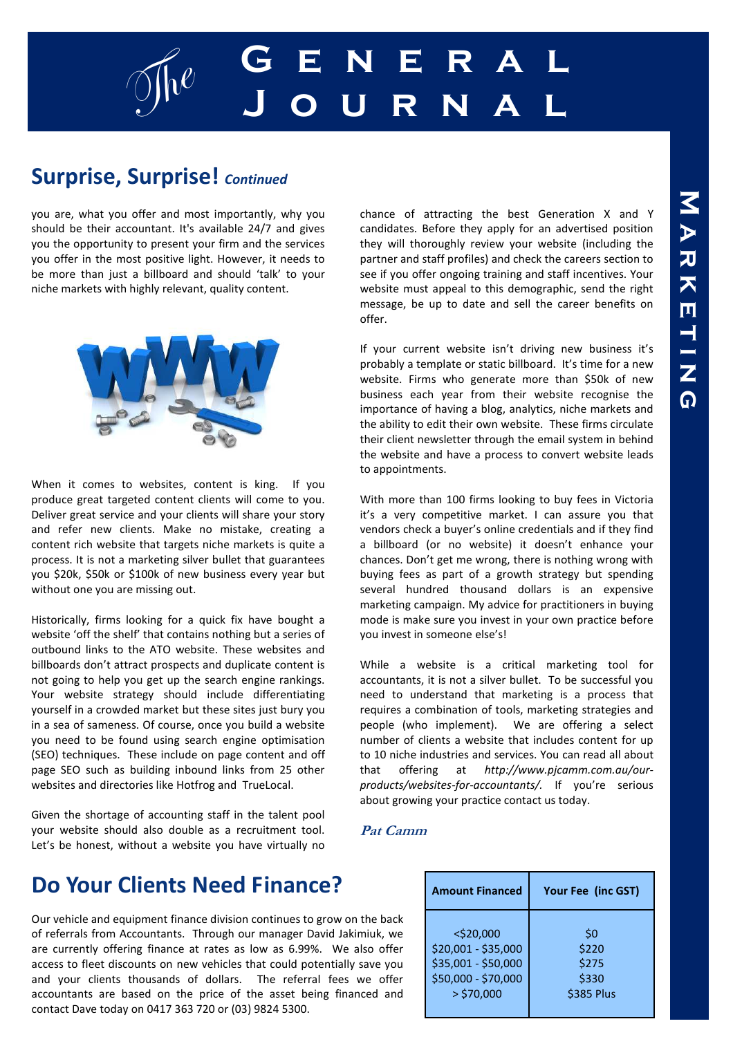## Surprise, Surprise! *Continued*

you are, what you offer and most importantly, why you should be their accountant. It's available 24/7 and gives you the opportunity to present your firm and the services you offer in the most positive light. However, it needs to be more than just a billboard and should 'talk' to your niche markets with highly relevant, quality content.

When it comes to websites, content is king. If you produce great targeted content clients will come to you. Deliver great service and your clients will share your story and refer new clients. Make no mistake, creating a content rich website that targets niche markets is quite a process. It is not a marketing silver bullet that guarantees you $20k, $50k or $100k of new business every year but without one you are missing out.

Historically, firms looking for a quick fix have bought a website 'off the shelf' that contains nothing but a series of outbound links to the ATO website. These websites and billboards don't attract prospects and duplicate content is not going to help you get up the search engine rankings. Your website strategy should include differentiating yourself in a crowded market but these sites just bury you in a sea of sameness. Of course, once you build a website you need to be found using search engine optimisation (SEO) techniques. These include on page content and off page SEO such as building inbound links from 25 other websites and directories like Hotfrog and TrueLocal.

Given the shortage of accounting staff in the talent pool your website should also double as a recruitment tool. Let's be honest, without a website you have virtually no chance of attracting the best Generation X and Y candidates. Before they apply for an advertised position they will thoroughly review your website (including the partner and staff profiles) and check the careers section to see if you offer ongoing training and staff incentives. Your website must appeal to this demographic, send the right message, be up to date and sell the career benefits on offer.

If your current website isn't driving new business it's probably a template or static billboard. It's time for a new website. Firms who generate more than $50k of new business each year from their website recognise the importance of having a blog, analytics, niche markets and the ability to edit their own website. These firms circulate their client newsletter through the email system in behind the website and have a process to convert website leads to appointments.

With more than 100 firms looking to buy fees in Victoria it's a very competitive market. I can assure you that vendors check a buyer's online credentials and if they find a billboard (or no website) it doesn't enhance your chances. Don't get me wrong, there is nothing wrong with buying fees as part of a growth strategy but spending several hundred thousand dollars is an expensive marketing campaign. My advice for practitioners in buying mode is make sure you invest in your own practice before you invest in someone else's!

While a website is a critical marketing tool for accountants, it is not a silver bullet. To be successful you need to understand that marketing is a process that requires a combination of tools, marketing strategies and people (who implement). We are offering a select number of clients a website that includes content for up to 10 niche industries and services. You can read all about that offering at *http://www.pjcamm.com.au/our-products/websites-for-accountants/*. If you're serious about growing your practice contact us today.

***Pat Camm***

## Do Your Clients Need Finance?

Our vehicle and equipment finance division continues to grow on the back of referrals from Accountants. Through our manager David Jakimiuk, we are currently offering finance at rates as low as 6.99%. We also offer access to fleet discounts on new vehicles that could potentially save you and your clients thousands of dollars. The referral fees we offer accountants are based on the price of the asset being financed and contact Dave today on 0417 363 720 or (03) 9824 5300.

| Amount Financed | Your Fee (inc GST) |
|---|---|
| <$20,000 | $0 |
| $20,001 - $35,000 | $220 |
| $35,001 - $50,000 | $275 |
| $50,000 - $70,000 | $330 |
| > $70,000 | $385 Plus |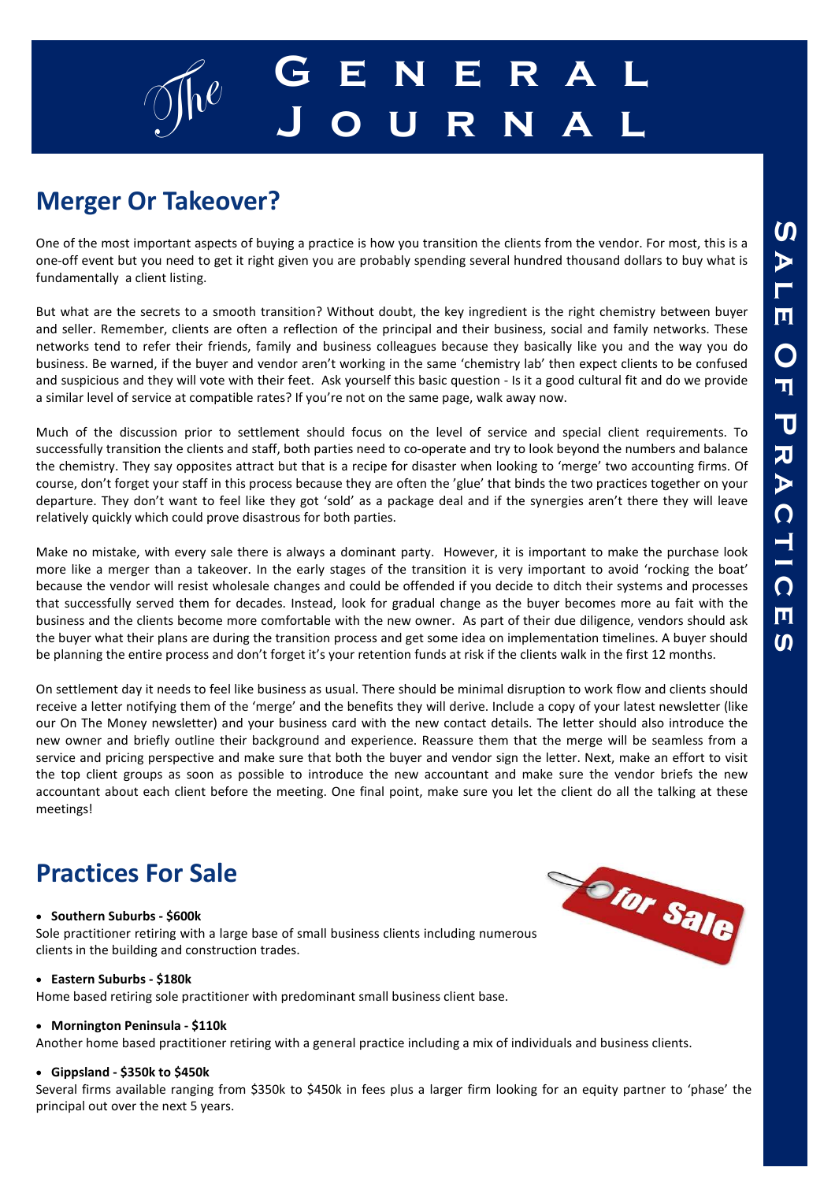## Merger Or Takeover?

One of the most important aspects of buying a practice is how you transition the clients from the vendor. For most, this is a one-off event but you need to get it right given you are probably spending several hundred thousand dollars to buy what is fundamentally a client listing.

But what are the secrets to a smooth transition? Without doubt, the key ingredient is the right chemistry between buyer and seller. Remember, clients are often a reflection of the principal and their business, social and family networks. These networks tend to refer their friends, family and business colleagues because they basically like you and the way you do business. Be warned, if the buyer and vendor aren't working in the same 'chemistry lab' then expect clients to be confused and suspicious and they will vote with their feet. Ask yourself this basic question - Is it a good cultural fit and do we provide a similar level of service at compatible rates? If you're not on the same page, walk away now.

Much of the discussion prior to settlement should focus on the level of service and special client requirements. To successfully transition the clients and staff, both parties need to co-operate and try to look beyond the numbers and balance the chemistry. They say opposites attract but that is a recipe for disaster when looking to 'merge' two accounting firms. Of course, don't forget your staff in this process because they are often the 'glue' that binds the two practices together on your departure. They don't want to feel like they got 'sold' as a package deal and if the synergies aren't there they will leave relatively quickly which could prove disastrous for both parties.

Make no mistake, with every sale there is always a dominant party. However, it is important to make the purchase look more like a merger than a takeover. In the early stages of the transition it is very important to avoid 'rocking the boat' because the vendor will resist wholesale changes and could be offended if you decide to ditch their systems and processes that successfully served them for decades. Instead, look for gradual change as the buyer becomes more au fait with the business and the clients become more comfortable with the new owner. As part of their due diligence, vendors should ask the buyer what their plans are during the transition process and get some idea on implementation timelines. A buyer should be planning the entire process and don't forget it's your retention funds at risk if the clients walk in the first 12 months.

On settlement day it needs to feel like business as usual. There should be minimal disruption to work flow and clients should receive a letter notifying them of the 'merge' and the benefits they will derive. Include a copy of your latest newsletter (like our On The Money newsletter) and your business card with the new contact details. The letter should also introduce the new owner and briefly outline their background and experience. Reassure them that the merge will be seamless from a service and pricing perspective and make sure that both the buyer and vendor sign the letter. Next, make an effort to visit the top client groups as soon as possible to introduce the new accountant and make sure the vendor briefs the new accountant about each client before the meeting. One final point, make sure you let the client do all the talking at these meetings!

## Practices For Sale

- **Southern Suburbs - $600k**

Sole practitioner retiring with a large base of small business clients including numerous clients in the building and construction trades.

- **Eastern Suburbs - $180k**

Home based retiring sole practitioner with predominant small business client base.

- **Mornington Peninsula - $110k**

Another home based practitioner retiring with a general practice including a mix of individuals and business clients.

- **Gippsland - $350k to $450k**

Several firms available ranging from $350k to $450k in fees plus a larger firm looking for an equity partner to 'phase' the principal out over the next 5 years.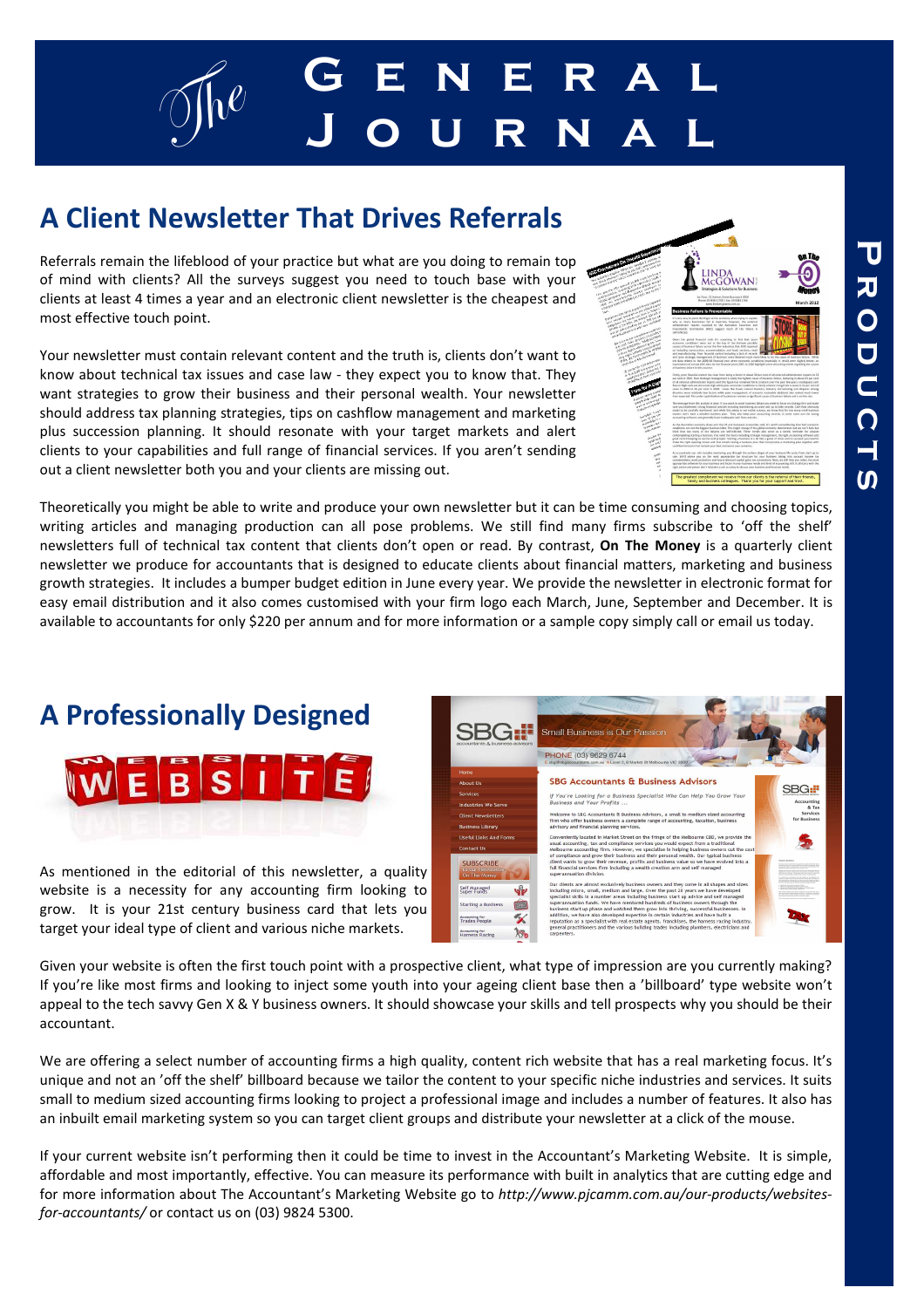# The GENERAL JOURNAL

## A Client Newsletter That Drives Referrals

Referrals remain the lifeblood of your practice but what are you doing to remain top of mind with clients? All the surveys suggest you need to touch base with your clients at least 4 times a year and an electronic client newsletter is the cheapest and most effective touch point.

Your newsletter must contain relevant content and the truth is, clients don't want to know about technical tax issues and case law - they expect you to know that. They want strategies to grow their business and their personal wealth. Your newsletter should address tax planning strategies, tips on cashflow management and marketing plus succession planning. It should resonate with your target markets and alert clients to your capabilities and full range of financial services. If you aren't sending out a client newsletter both you and your clients are missing out.

Theoretically you might be able to write and produce your own newsletter but it can be time consuming and choosing topics, writing articles and managing production can all pose problems. We still find many firms subscribe to 'off the shelf' newsletters full of technical tax content that clients don't open or read. By contrast, **On The Money** is a quarterly client newsletter we produce for accountants that is designed to educate clients about financial matters, marketing and business growth strategies. It includes a bumper budget edition in June every year. We provide the newsletter in electronic format for easy email distribution and it also comes customised with your firm logo each March, June, September and December. It is available to accountants for only $220 per annum and for more information or a sample copy simply call or email us today.

## A Professionally Designed WEBSITE

As mentioned in the editorial of this newsletter, a quality website is a necessity for any accounting firm looking to grow. It is your 21st century business card that lets you target your ideal type of client and various niche markets.

Given your website is often the first touch point with a prospective client, what type of impression are you currently making? If you're like most firms and looking to inject some youth into your ageing client base then a 'billboard' type website won't appeal to the tech savvy Gen X & Y business owners. It should showcase your skills and tell prospects why you should be their accountant.

We are offering a select number of accounting firms a high quality, content rich website that has a real marketing focus. It's unique and not an 'off the shelf' billboard because we tailor the content to your specific niche industries and services. It suits small to medium sized accounting firms looking to project a professional image and includes a number of features. It also has an inbuilt email marketing system so you can target client groups and distribute your newsletter at a click of the mouse.

If your current website isn't performing then it could be time to invest in the Accountant's Marketing Website. It is simple, affordable and most importantly, effective. You can measure its performance with built in analytics that are cutting edge and for more information about The Accountant's Marketing Website go to *http://www.pjcamm.com.au/our-products/websites-for-accountants/* or contact us on (03) 9824 5300.